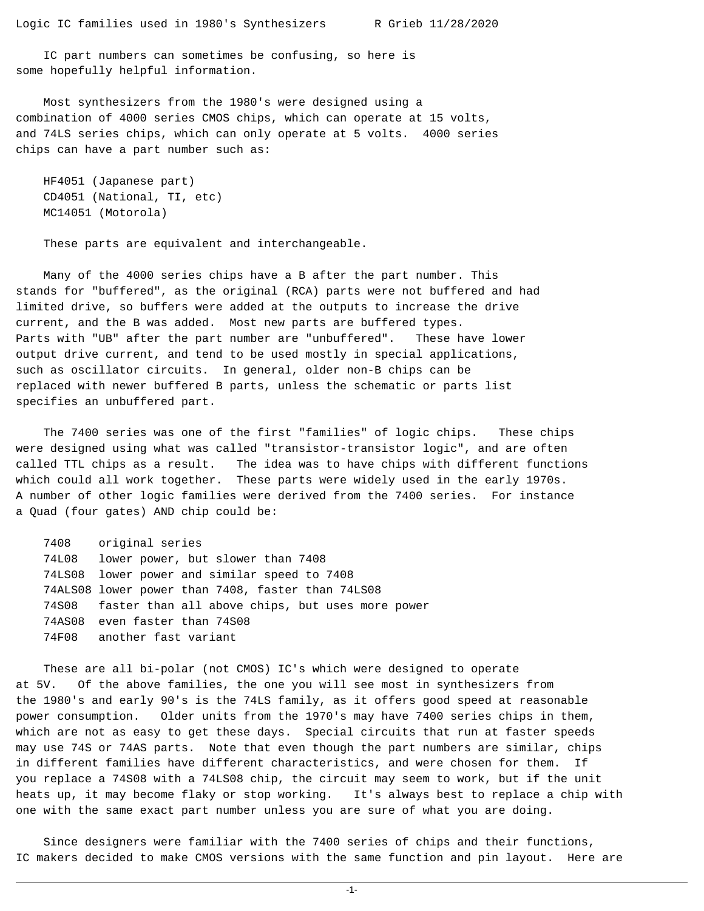Logic IC families used in 1980's Synthesizers R Grieb 11/28/2020

IC part numbers can sometimes be confusing, so here is some hopefully helpful information.

Most synthesizers from the 1980's were designed using a combination of 4000 series CMOS chips, which can operate at 15 volts, and 74LS series chips, which can only operate at 5 volts. 4000 series chips can have a part number such as:

- HF4051 (Japanese part)
- CD4051 (National, TI, etc)
- MC14051 (Motorola)

These parts are equivalent and interchangeable.

Many of the 4000 series chips have a B after the part number. This stands for "buffered", as the original (RCA) parts were not buffered and had limited drive, so buffers were added at the outputs to increase the drive current, and the B was added. Most new parts are buffered types. Parts with "UB" after the part number are "unbuffered". These have lower output drive current, and tend to be used mostly in special applications, such as oscillator circuits. In general, older non-B chips can be replaced with newer buffered B parts, unless the schematic or parts list specifies an unbuffered part.

The 7400 series was one of the first "families" of logic chips. These chips were designed using what was called "transistor-transistor logic", and are often called TTL chips as a result. The idea was to have chips with different functions which could all work together. These parts were widely used in the early 1970s. A number of other logic families were derived from the 7400 series. For instance a Quad (four gates) AND chip could be:

- 7408 original series
- 74L08 lower power, but slower than 7408
- 74LS08 lower power and similar speed to 7408
- 74ALS08 lower power than 7408, faster than 74LS08
- 74S08 faster than all above chips, but uses more power
- 74AS08 even faster than 74S08
- 74F08 another fast variant

These are all bi-polar (not CMOS) IC's which were designed to operate at 5V. Of the above families, the one you will see most in synthesizers from the 1980's and early 90's is the 74LS family, as it offers good speed at reasonable power consumption. Older units from the 1970's may have 7400 series chips in them, which are not as easy to get these days. Special circuits that run at faster speeds may use 74S or 74AS parts. Note that even though the part numbers are similar, chips in different families have different characteristics, and were chosen for them. If you replace a 74S08 with a 74LS08 chip, the circuit may seem to work, but if the unit heats up, it may become flaky or stop working. It's always best to replace a chip with one with the same exact part number unless you are sure of what you are doing.

Since designers were familiar with the 7400 series of chips and their functions, IC makers decided to make CMOS versions with the same function and pin layout. Here are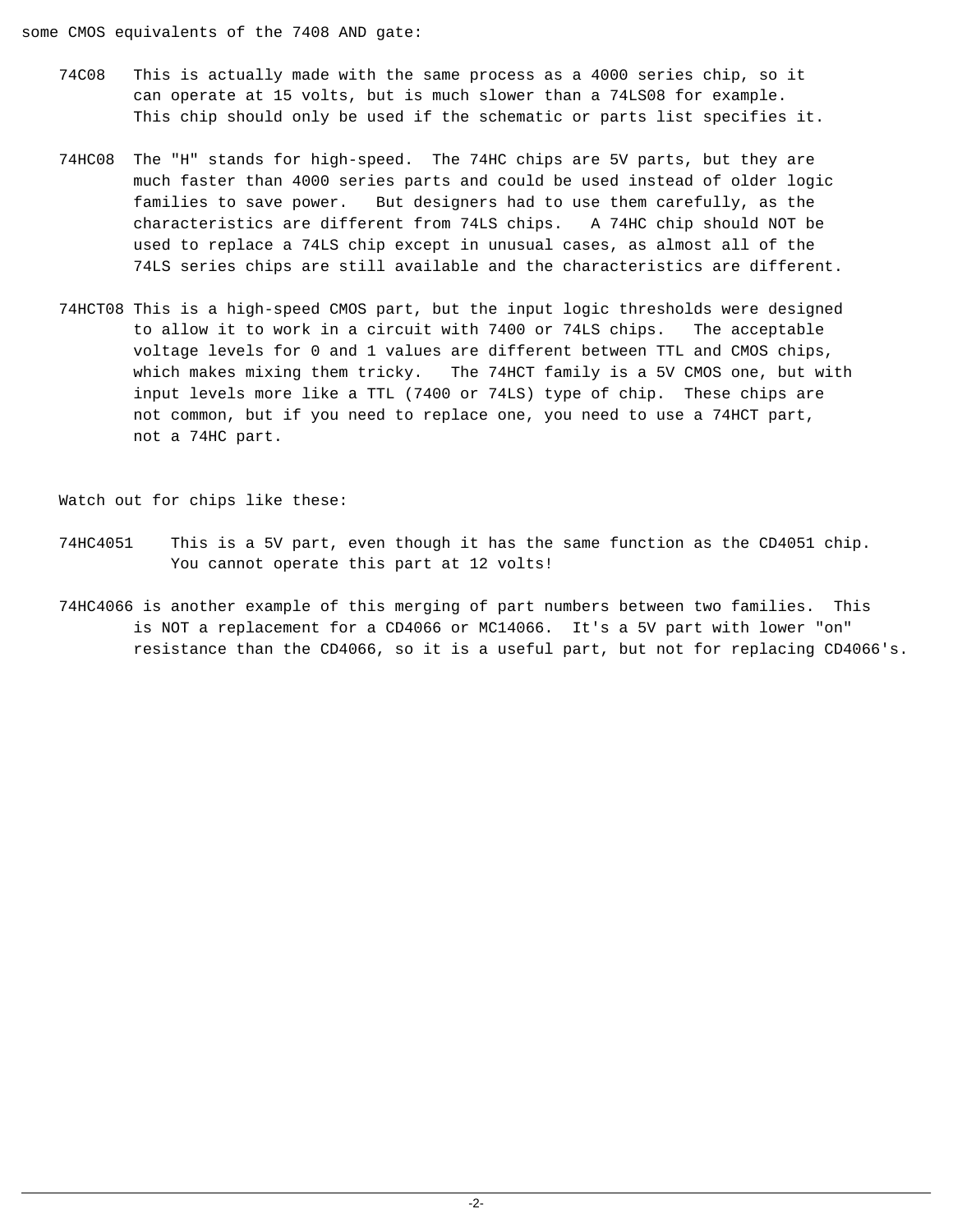some CMOS equivalents of the 7408 AND gate:

- **74C08** This is actually made with the same process as a 4000 series chip, so it can operate at 15 volts, but is much slower than a 74LS08 for example. This chip should only be used if the schematic or parts list specifies it.

- **74HC08** The "H" stands for high-speed. The 74HC chips are 5V parts, but they are much faster than 4000 series parts and could be used instead of older logic families to save power. But designers had to use them carefully, as the characteristics are different from 74LS chips. A 74HC chip should NOT be used to replace a 74LS chip except in unusual cases, as almost all of the 74LS series chips are still available and the characteristics are different.

- **74HCT08** This is a high-speed CMOS part, but the input logic thresholds were designed to allow it to work in a circuit with 7400 or 74LS chips. The acceptable voltage levels for 0 and 1 values are different between TTL and CMOS chips, which makes mixing them tricky. The 74HCT family is a 5V CMOS one, but with input levels more like a TTL (7400 or 74LS) type of chip. These chips are not common, but if you need to replace one, you need to use a 74HCT part, not a 74HC part.

Watch out for chips like these:

- **74HC4051** This is a 5V part, even though it has the same function as the CD4051 chip. You cannot operate this part at 12 volts!

- **74HC4066** is another example of this merging of part numbers between two families. This is NOT a replacement for a CD4066 or MC14066. It's a 5V part with lower "on" resistance than the CD4066, so it is a useful part, but not for replacing CD4066's.